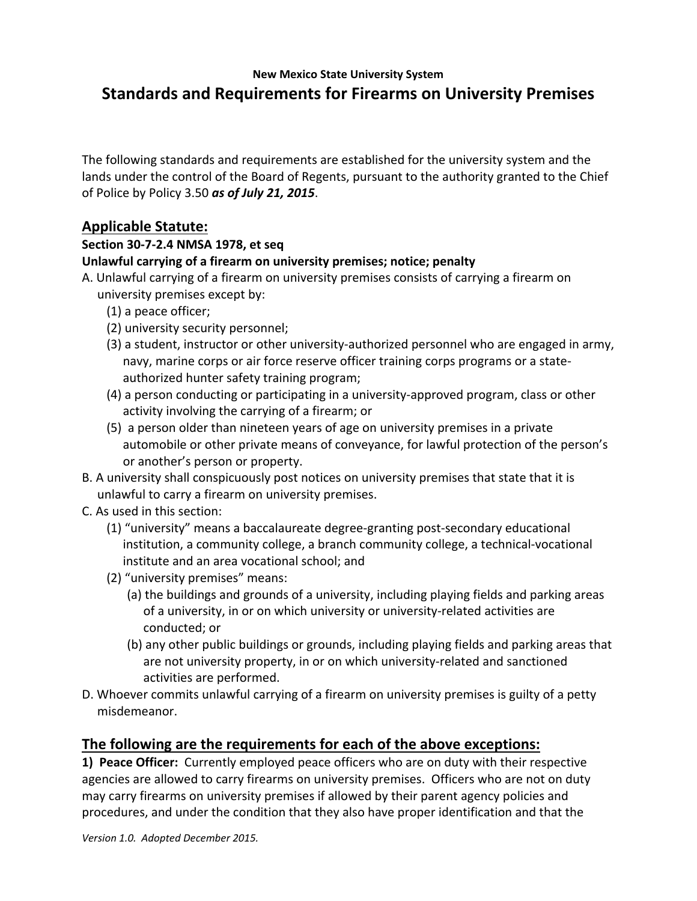**New Mexico State University System**

# Standards and Requirements for Firearms on University Premises

The following standards and requirements are established for the university system and the lands under the control of the Board of Regents, pursuant to the authority granted to the Chief of Police by Policy 3.50 ***as of July 21, 2015***.

## Applicable Statute:

**Section 30-7-2.4 NMSA 1978, et seq**

**Unlawful carrying of a firearm on university premises; notice; penalty**

A. Unlawful carrying of a firearm on university premises consists of carrying a firearm on university premises except by:

- (1) a peace officer;
- (2) university security personnel;
- (3) a student, instructor or other university-authorized personnel who are engaged in army, navy, marine corps or air force reserve officer training corps programs or a state-authorized hunter safety training program;
- (4) a person conducting or participating in a university-approved program, class or other activity involving the carrying of a firearm; or
- (5) a person older than nineteen years of age on university premises in a private automobile or other private means of conveyance, for lawful protection of the person's or another's person or property.

B. A university shall conspicuously post notices on university premises that state that it is unlawful to carry a firearm on university premises.

C. As used in this section:

- (1) "university" means a baccalaureate degree-granting post-secondary educational institution, a community college, a branch community college, a technical-vocational institute and an area vocational school; and
- (2) "university premises" means:
  - (a) the buildings and grounds of a university, including playing fields and parking areas of a university, in or on which university or university-related activities are conducted; or
  - (b) any other public buildings or grounds, including playing fields and parking areas that are not university property, in or on which university-related and sanctioned activities are performed.

D. Whoever commits unlawful carrying of a firearm on university premises is guilty of a petty misdemeanor.

## The following are the requirements for each of the above exceptions:

**1) Peace Officer:** Currently employed peace officers who are on duty with their respective agencies are allowed to carry firearms on university premises. Officers who are not on duty may carry firearms on university premises if allowed by their parent agency policies and procedures, and under the condition that they also have proper identification and that the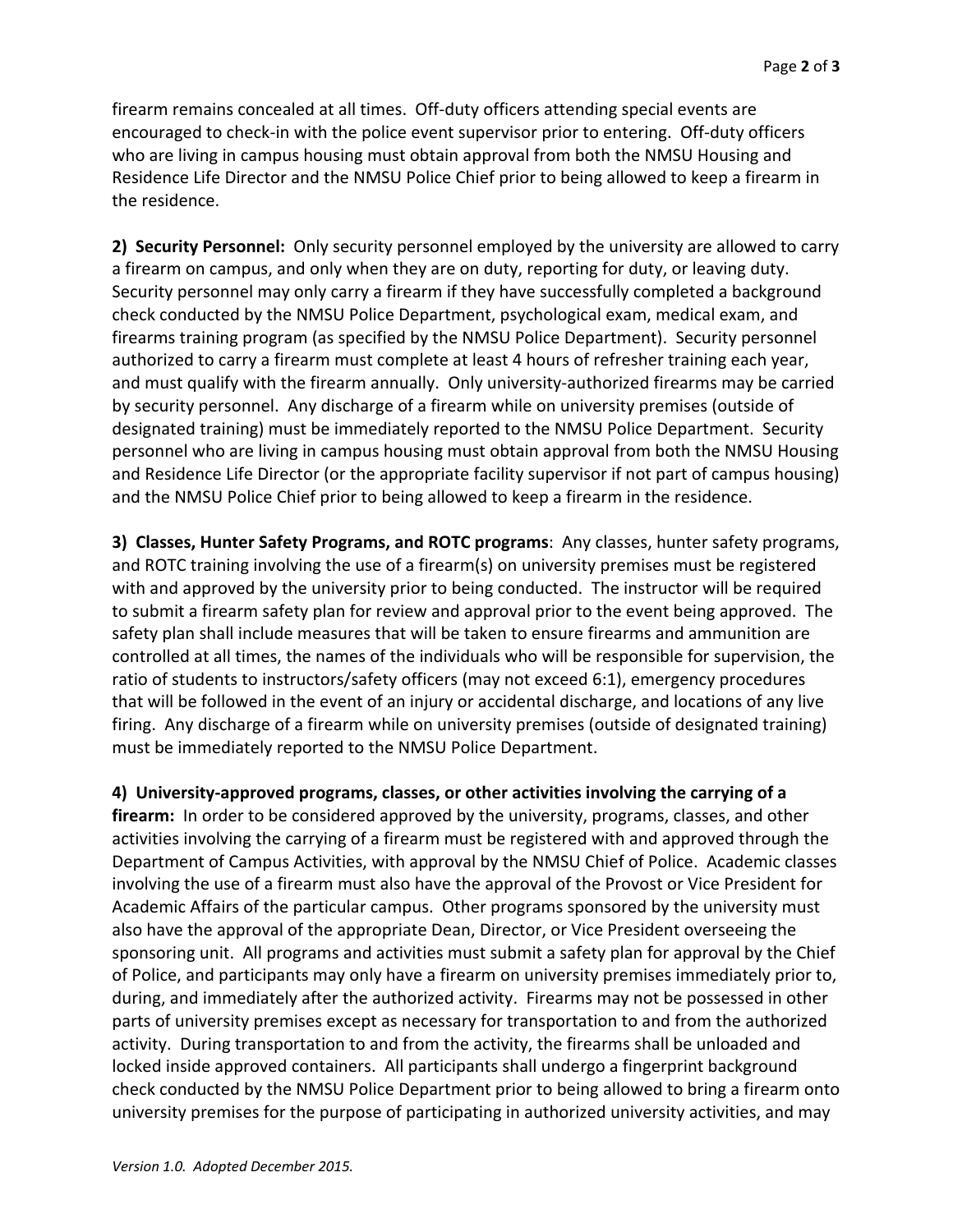firearm remains concealed at all times. Off-duty officers attending special events are encouraged to check-in with the police event supervisor prior to entering. Off-duty officers who are living in campus housing must obtain approval from both the NMSU Housing and Residence Life Director and the NMSU Police Chief prior to being allowed to keep a firearm in the residence.

**2) Security Personnel:** Only security personnel employed by the university are allowed to carry a firearm on campus, and only when they are on duty, reporting for duty, or leaving duty. Security personnel may only carry a firearm if they have successfully completed a background check conducted by the NMSU Police Department, psychological exam, medical exam, and firearms training program (as specified by the NMSU Police Department). Security personnel authorized to carry a firearm must complete at least 4 hours of refresher training each year, and must qualify with the firearm annually. Only university-authorized firearms may be carried by security personnel. Any discharge of a firearm while on university premises (outside of designated training) must be immediately reported to the NMSU Police Department. Security personnel who are living in campus housing must obtain approval from both the NMSU Housing and Residence Life Director (or the appropriate facility supervisor if not part of campus housing) and the NMSU Police Chief prior to being allowed to keep a firearm in the residence.

**3) Classes, Hunter Safety Programs, and ROTC programs**: Any classes, hunter safety programs, and ROTC training involving the use of a firearm(s) on university premises must be registered with and approved by the university prior to being conducted. The instructor will be required to submit a firearm safety plan for review and approval prior to the event being approved. The safety plan shall include measures that will be taken to ensure firearms and ammunition are controlled at all times, the names of the individuals who will be responsible for supervision, the ratio of students to instructors/safety officers (may not exceed 6:1), emergency procedures that will be followed in the event of an injury or accidental discharge, and locations of any live firing. Any discharge of a firearm while on university premises (outside of designated training) must be immediately reported to the NMSU Police Department.

**4) University-approved programs, classes, or other activities involving the carrying of a firearm:** In order to be considered approved by the university, programs, classes, and other activities involving the carrying of a firearm must be registered with and approved through the Department of Campus Activities, with approval by the NMSU Chief of Police. Academic classes involving the use of a firearm must also have the approval of the Provost or Vice President for Academic Affairs of the particular campus. Other programs sponsored by the university must also have the approval of the appropriate Dean, Director, or Vice President overseeing the sponsoring unit. All programs and activities must submit a safety plan for approval by the Chief of Police, and participants may only have a firearm on university premises immediately prior to, during, and immediately after the authorized activity. Firearms may not be possessed in other parts of university premises except as necessary for transportation to and from the authorized activity. During transportation to and from the activity, the firearms shall be unloaded and locked inside approved containers. All participants shall undergo a fingerprint background check conducted by the NMSU Police Department prior to being allowed to bring a firearm onto university premises for the purpose of participating in authorized university activities, and may

*Version 1.0. Adopted December 2015.*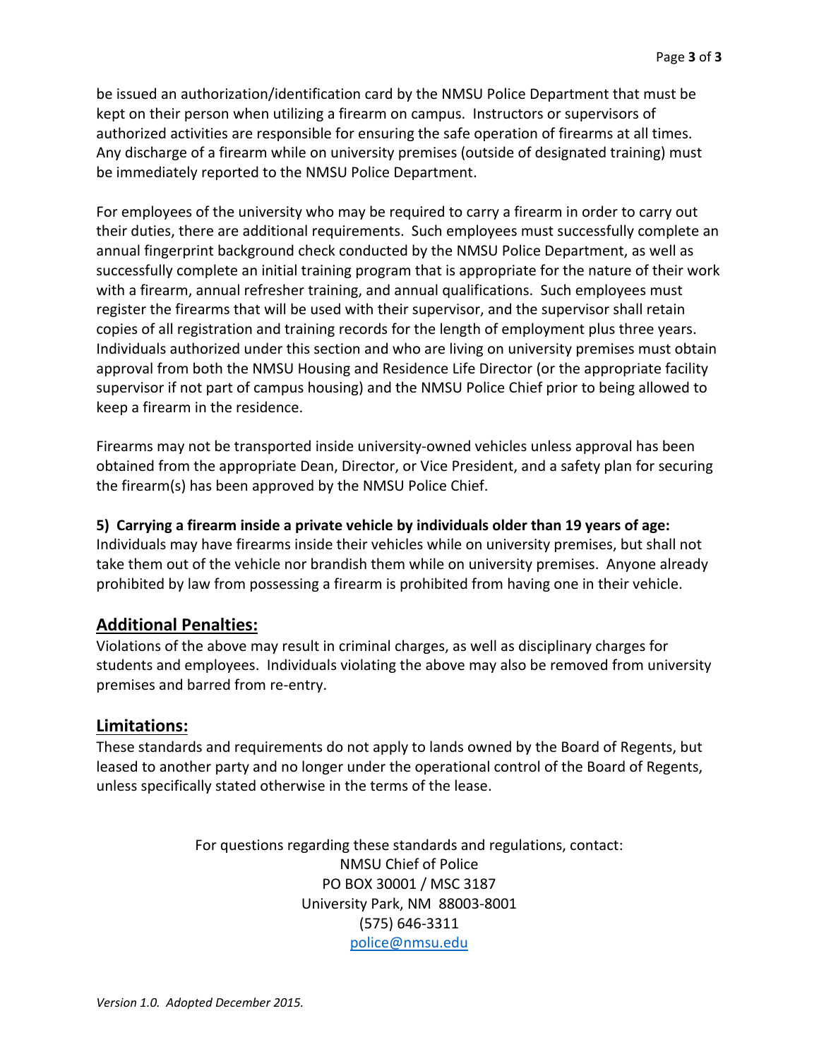be issued an authorization/identification card by the NMSU Police Department that must be kept on their person when utilizing a firearm on campus. Instructors or supervisors of authorized activities are responsible for ensuring the safe operation of firearms at all times. Any discharge of a firearm while on university premises (outside of designated training) must be immediately reported to the NMSU Police Department.

For employees of the university who may be required to carry a firearm in order to carry out their duties, there are additional requirements. Such employees must successfully complete an annual fingerprint background check conducted by the NMSU Police Department, as well as successfully complete an initial training program that is appropriate for the nature of their work with a firearm, annual refresher training, and annual qualifications. Such employees must register the firearms that will be used with their supervisor, and the supervisor shall retain copies of all registration and training records for the length of employment plus three years. Individuals authorized under this section and who are living on university premises must obtain approval from both the NMSU Housing and Residence Life Director (or the appropriate facility supervisor if not part of campus housing) and the NMSU Police Chief prior to being allowed to keep a firearm in the residence.

Firearms may not be transported inside university-owned vehicles unless approval has been obtained from the appropriate Dean, Director, or Vice President, and a safety plan for securing the firearm(s) has been approved by the NMSU Police Chief.

**5) Carrying a firearm inside a private vehicle by individuals older than 19 years of age:**
Individuals may have firearms inside their vehicles while on university premises, but shall not take them out of the vehicle nor brandish them while on university premises. Anyone already prohibited by law from possessing a firearm is prohibited from having one in their vehicle.

## Additional Penalties:

Violations of the above may result in criminal charges, as well as disciplinary charges for students and employees. Individuals violating the above may also be removed from university premises and barred from re-entry.

## Limitations:

These standards and requirements do not apply to lands owned by the Board of Regents, but leased to another party and no longer under the operational control of the Board of Regents, unless specifically stated otherwise in the terms of the lease.

For questions regarding these standards and regulations, contact:
NMSU Chief of Police
PO BOX 30001 / MSC 3187
University Park, NM 88003-8001
(575) 646-3311
police@nmsu.edu

*Version 1.0. Adopted December 2015.*